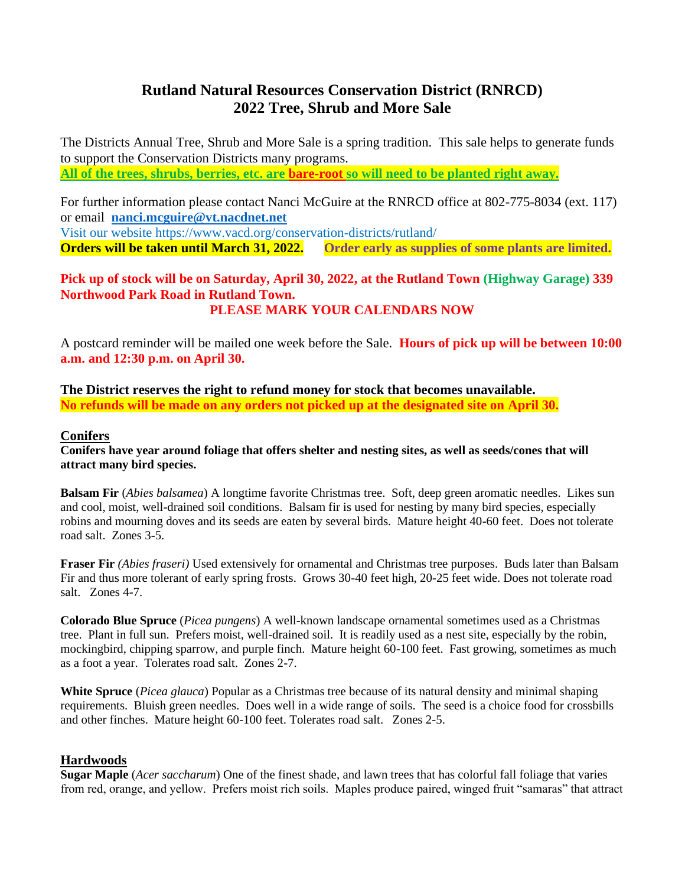# Rutland Natural Resources Conservation District (RNRCD)
# 2022 Tree, Shrub and More Sale

The Districts Annual Tree, Shrub and More Sale is a spring tradition. This sale helps to generate funds to support the Conservation Districts many programs.

**All of the trees, shrubs, berries, etc. are bare-root so will need to be planted right away.**

For further information please contact Nanci McGuire at the RNRCD office at 802-775-8034 (ext. 117) or email **nanci.mcguire@vt.nacdnet.net**

Visit our website https://www.vacd.org/conservation-districts/rutland/

**Orders will be taken until March 31, 2022.** **Order early as supplies of some plants are limited.**

**Pick up of stock will be on Saturday, April 30, 2022, at the Rutland Town (Highway Garage) 339 Northwood Park Road in Rutland Town.**

**PLEASE MARK YOUR CALENDARS NOW**

A postcard reminder will be mailed one week before the Sale. **Hours of pick up will be between 10:00 a.m. and 12:30 p.m. on April 30.**

**The District reserves the right to refund money for stock that becomes unavailable.**
**No refunds will be made on any orders not picked up at the designated site on April 30.**

## Conifers

**Conifers have year around foliage that offers shelter and nesting sites, as well as seeds/cones that will attract many bird species.**

**Balsam Fir** (*Abies balsamea*) A longtime favorite Christmas tree. Soft, deep green aromatic needles. Likes sun and cool, moist, well-drained soil conditions. Balsam fir is used for nesting by many bird species, especially robins and mourning doves and its seeds are eaten by several birds. Mature height 40-60 feet. Does not tolerate road salt. Zones 3-5.

**Fraser Fir** *(Abies fraseri)* Used extensively for ornamental and Christmas tree purposes. Buds later than Balsam Fir and thus more tolerant of early spring frosts. Grows 30-40 feet high, 20-25 feet wide. Does not tolerate road salt. Zones 4-7.

**Colorado Blue Spruce** (*Picea pungens*) A well-known landscape ornamental sometimes used as a Christmas tree. Plant in full sun. Prefers moist, well-drained soil. It is readily used as a nest site, especially by the robin, mockingbird, chipping sparrow, and purple finch. Mature height 60-100 feet. Fast growing, sometimes as much as a foot a year. Tolerates road salt. Zones 2-7.

**White Spruce** (*Picea glauca*) Popular as a Christmas tree because of its natural density and minimal shaping requirements. Bluish green needles. Does well in a wide range of soils. The seed is a choice food for crossbills and other finches. Mature height 60-100 feet. Tolerates road salt. Zones 2-5.

## Hardwoods

**Sugar Maple** (*Acer saccharum*) One of the finest shade, and lawn trees that has colorful fall foliage that varies from red, orange, and yellow. Prefers moist rich soils. Maples produce paired, winged fruit "samaras" that attract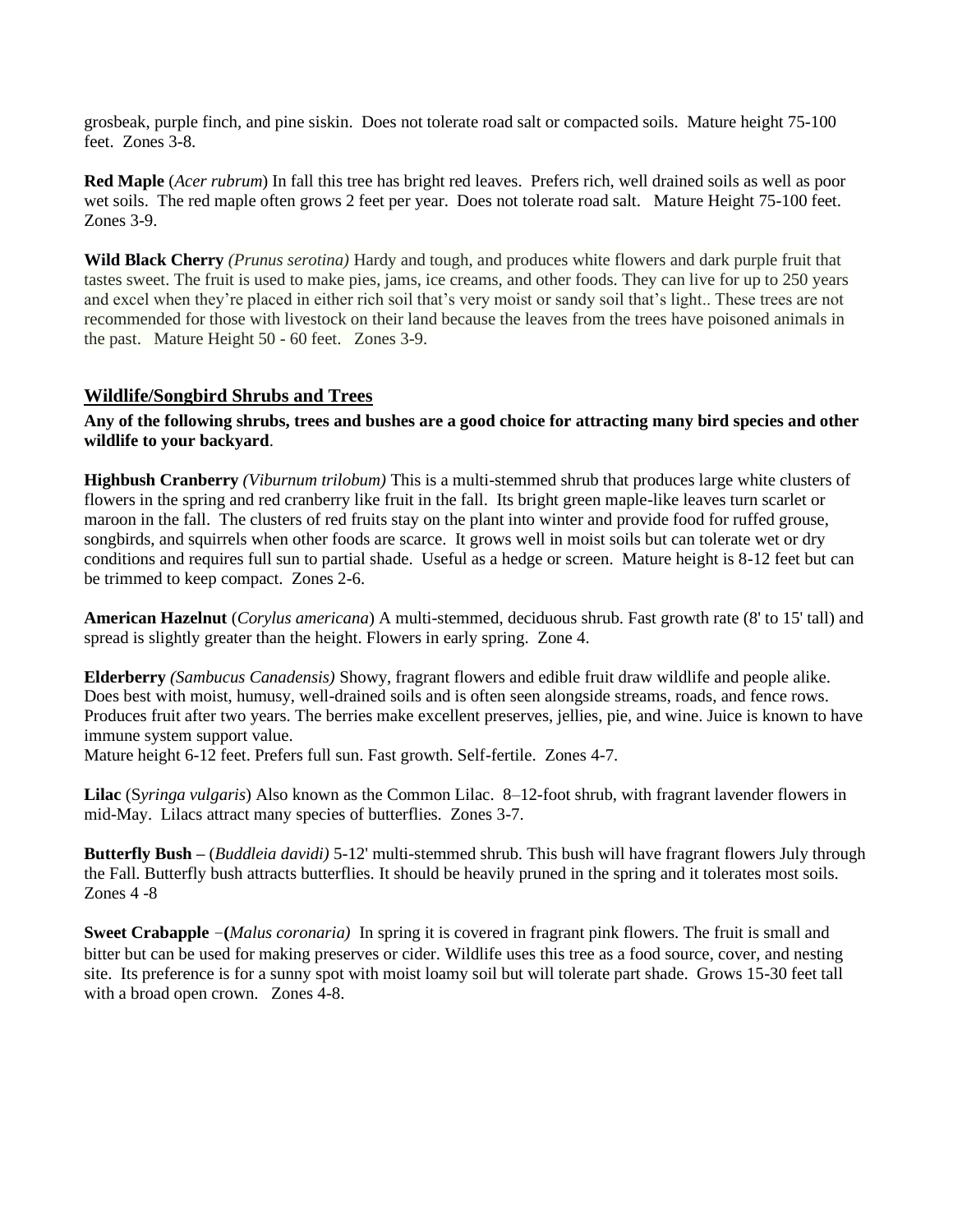grosbeak, purple finch, and pine siskin. Does not tolerate road salt or compacted soils. Mature height 75-100 feet. Zones 3-8.

**Red Maple** (*Acer rubrum*) In fall this tree has bright red leaves. Prefers rich, well drained soils as well as poor wet soils. The red maple often grows 2 feet per year. Does not tolerate road salt. Mature Height 75-100 feet. Zones 3-9.

**Wild Black Cherry** *(Prunus serotina)* Hardy and tough, and produces white flowers and dark purple fruit that tastes sweet. The fruit is used to make pies, jams, ice creams, and other foods. They can live for up to 250 years and excel when they're placed in either rich soil that's very moist or sandy soil that's light.. These trees are not recommended for those with livestock on their land because the leaves from the trees have poisoned animals in the past. Mature Height 50 - 60 feet. Zones 3-9.

## Wildlife/Songbird Shrubs and Trees

**Any of the following shrubs, trees and bushes are a good choice for attracting many bird species and other wildlife to your backyard**.

**Highbush Cranberry** *(Viburnum trilobum)* This is a multi-stemmed shrub that produces large white clusters of flowers in the spring and red cranberry like fruit in the fall. Its bright green maple-like leaves turn scarlet or maroon in the fall. The clusters of red fruits stay on the plant into winter and provide food for ruffed grouse, songbirds, and squirrels when other foods are scarce. It grows well in moist soils but can tolerate wet or dry conditions and requires full sun to partial shade. Useful as a hedge or screen. Mature height is 8-12 feet but can be trimmed to keep compact. Zones 2-6.

**American Hazelnut** (*Corylus americana*) A multi-stemmed, deciduous shrub. Fast growth rate (8' to 15' tall) and spread is slightly greater than the height. Flowers in early spring. Zone 4.

**Elderberry** *(Sambucus Canadensis)* Showy, fragrant flowers and edible fruit draw wildlife and people alike. Does best with moist, humusy, well-drained soils and is often seen alongside streams, roads, and fence rows. Produces fruit after two years. The berries make excellent preserves, jellies, pie, and wine. Juice is known to have immune system support value.
Mature height 6-12 feet. Prefers full sun. Fast growth. Self-fertile. Zones 4-7.

**Lilac** (S*yringa vulgaris*) Also known as the Common Lilac. 8–12-foot shrub, with fragrant lavender flowers in mid-May. Lilacs attract many species of butterflies. Zones 3-7.

**Butterfly Bush –** (*Buddleia davidi)* 5-12' multi-stemmed shrub. This bush will have fragrant flowers July through the Fall. Butterfly bush attracts butterflies. It should be heavily pruned in the spring and it tolerates most soils. Zones 4 -8

**Sweet Crabapple** –**(***Malus coronaria)* In spring it is covered in fragrant pink flowers. The fruit is small and bitter but can be used for making preserves or cider. Wildlife uses this tree as a food source, cover, and nesting site. Its preference is for a sunny spot with moist loamy soil but will tolerate part shade. Grows 15-30 feet tall with a broad open crown. Zones 4-8.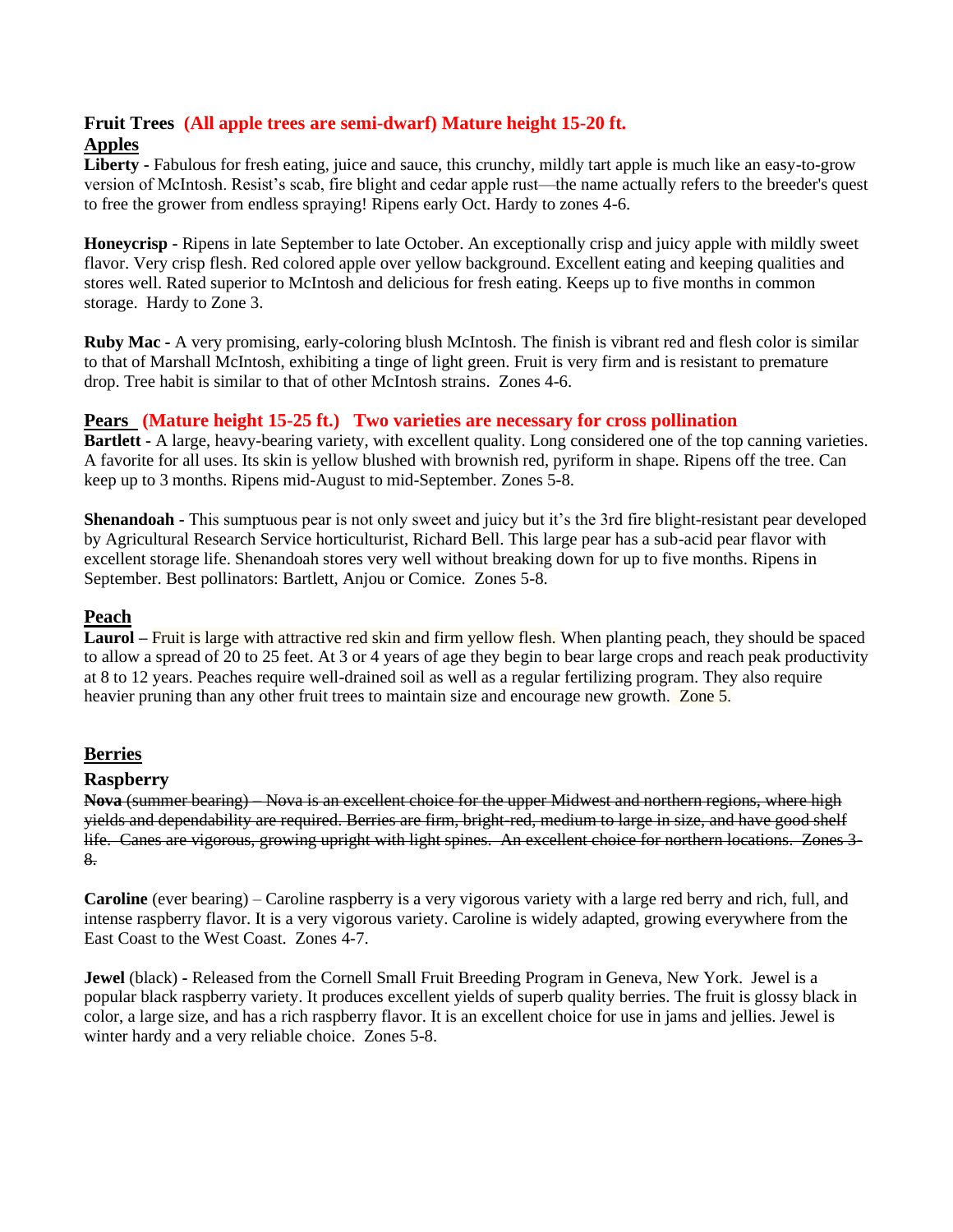## Fruit Trees **(All apple trees are semi-dwarf) Mature height 15-20 ft.**

### Apples

**Liberty -** Fabulous for fresh eating, juice and sauce, this crunchy, mildly tart apple is much like an easy-to-grow version of McIntosh. Resist's scab, fire blight and cedar apple rust—the name actually refers to the breeder's quest to free the grower from endless spraying! Ripens early Oct. Hardy to zones 4-6.

**Honeycrisp -** Ripens in late September to late October. An exceptionally crisp and juicy apple with mildly sweet flavor. Very crisp flesh. Red colored apple over yellow background. Excellent eating and keeping qualities and stores well. Rated superior to McIntosh and delicious for fresh eating. Keeps up to five months in common storage. Hardy to Zone 3.

**Ruby Mac -** A very promising, early-coloring blush McIntosh. The finish is vibrant red and flesh color is similar to that of Marshall McIntosh, exhibiting a tinge of light green. Fruit is very firm and is resistant to premature drop. Tree habit is similar to that of other McIntosh strains. Zones 4-6.

### Pears **(Mature height 15-25 ft.) Two varieties are necessary for cross pollination**

**Bartlett -** A large, heavy-bearing variety, with excellent quality. Long considered one of the top canning varieties. A favorite for all uses. Its skin is yellow blushed with brownish red, pyriform in shape. Ripens off the tree. Can keep up to 3 months. Ripens mid-August to mid-September. Zones 5-8.

**Shenandoah -** This sumptuous pear is not only sweet and juicy but it's the 3rd fire blight-resistant pear developed by Agricultural Research Service horticulturist, Richard Bell. This large pear has a sub-acid pear flavor with excellent storage life. Shenandoah stores very well without breaking down for up to five months. Ripens in September. Best pollinators: Bartlett, Anjou or Comice. Zones 5-8.

### Peach

**Laurol –** Fruit is large with attractive red skin and firm yellow flesh. When planting peach, they should be spaced to allow a spread of 20 to 25 feet. At 3 or 4 years of age they begin to bear large crops and reach peak productivity at 8 to 12 years. Peaches require well-drained soil as well as a regular fertilizing program. They also require heavier pruning than any other fruit trees to maintain size and encourage new growth. Zone 5.

## Berries

### Raspberry

~~**Nova** (summer bearing) – Nova is an excellent choice for the upper Midwest and northern regions, where high yields and dependability are required. Berries are firm, bright-red, medium to large in size, and have good shelf life. Canes are vigorous, growing upright with light spines. An excellent choice for northern locations. Zones 3-8.~~

**Caroline** (ever bearing) – Caroline raspberry is a very vigorous variety with a large red berry and rich, full, and intense raspberry flavor. It is a very vigorous variety. Caroline is widely adapted, growing everywhere from the East Coast to the West Coast. Zones 4-7.

**Jewel** (black) - Released from the Cornell Small Fruit Breeding Program in Geneva, New York. Jewel is a popular black raspberry variety. It produces excellent yields of superb quality berries. The fruit is glossy black in color, a large size, and has a rich raspberry flavor. It is an excellent choice for use in jams and jellies. Jewel is winter hardy and a very reliable choice. Zones 5-8.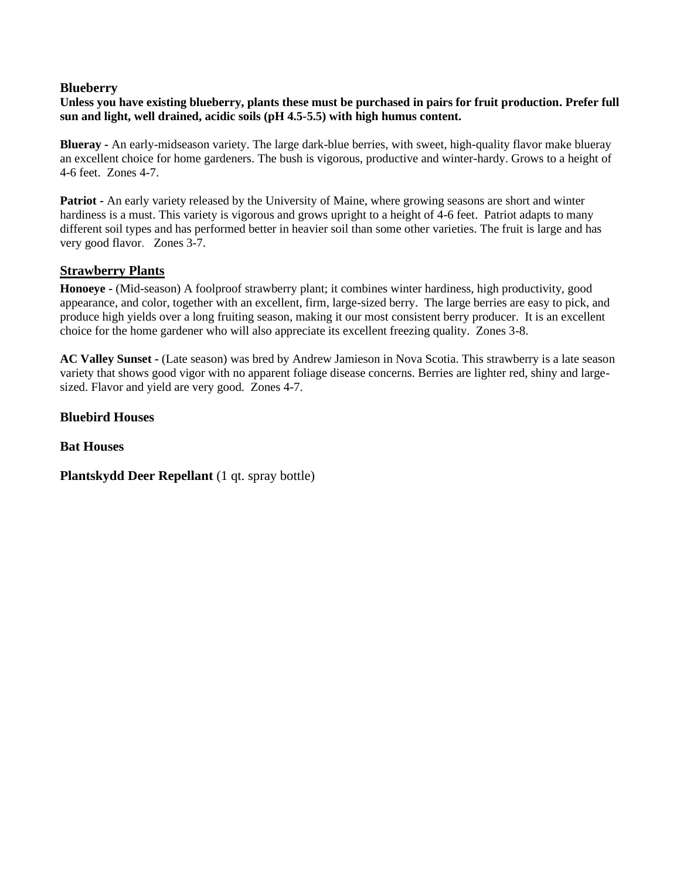### Blueberry

**Unless you have existing blueberry, plants these must be purchased in pairs for fruit production. Prefer full sun and light, well drained, acidic soils (pH 4.5-5.5) with high humus content.**

**Blueray -** An early-midseason variety. The large dark-blue berries, with sweet, high-quality flavor make blueray an excellent choice for home gardeners. The bush is vigorous, productive and winter-hardy. Grows to a height of 4-6 feet. Zones 4-7.

**Patriot -** An early variety released by the University of Maine, where growing seasons are short and winter hardiness is a must. This variety is vigorous and grows upright to a height of 4-6 feet. Patriot adapts to many different soil types and has performed better in heavier soil than some other varieties. The fruit is large and has very good flavor. Zones 3-7.

### Strawberry Plants

**Honoeye -** (Mid-season) A foolproof strawberry plant; it combines winter hardiness, high productivity, good appearance, and color, together with an excellent, firm, large-sized berry. The large berries are easy to pick, and produce high yields over a long fruiting season, making it our most consistent berry producer. It is an excellent choice for the home gardener who will also appreciate its excellent freezing quality. Zones 3-8.

**AC Valley Sunset -** (Late season) was bred by Andrew Jamieson in Nova Scotia. This strawberry is a late season variety that shows good vigor with no apparent foliage disease concerns. Berries are lighter red, shiny and large-sized. Flavor and yield are very good. Zones 4-7.

### Bluebird Houses

### Bat Houses

### Plantskydd Deer Repellant (1 qt. spray bottle)